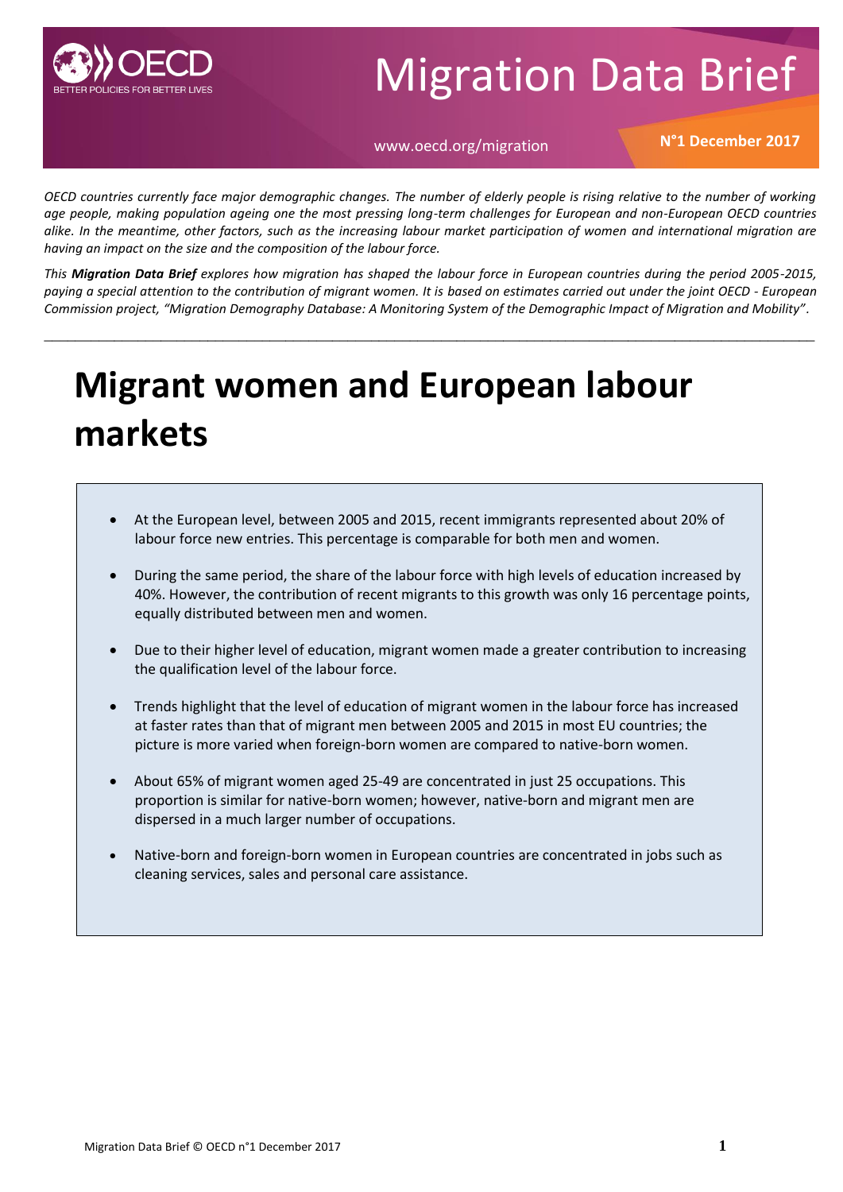# Migration Data Brief

www.oecd.org/migration

**N°1 December 2017**

*OECD countries currently face major demographic changes. The number of elderly people is rising relative to the number of working age people, making population ageing one the most pressing long-term challenges for European and non-European OECD countries alike. In the meantime, other factors, such as the increasing labour market participation of women and international migration are having an impact on the size and the composition of the labour force.*

*This **Migration Data Brief** explores how migration has shaped the labour force in European countries during the period 2005-2015, paying a special attention to the contribution of migrant women. It is based on estimates carried out under the joint OECD - European Commission project, "Migration Demography Database: A Monitoring System of the Demographic Impact of Migration and Mobility".*

---

# Migrant women and European labour markets

- At the European level, between 2005 and 2015, recent immigrants represented about 20% of labour force new entries. This percentage is comparable for both men and women.
- During the same period, the share of the labour force with high levels of education increased by 40%. However, the contribution of recent migrants to this growth was only 16 percentage points, equally distributed between men and women.
- Due to their higher level of education, migrant women made a greater contribution to increasing the qualification level of the labour force.
- Trends highlight that the level of education of migrant women in the labour force has increased at faster rates than that of migrant men between 2005 and 2015 in most EU countries; the picture is more varied when foreign-born women are compared to native-born women.
- About 65% of migrant women aged 25-49 are concentrated in just 25 occupations. This proportion is similar for native-born women; however, native-born and migrant men are dispersed in a much larger number of occupations.
- Native-born and foreign-born women in European countries are concentrated in jobs such as cleaning services, sales and personal care assistance.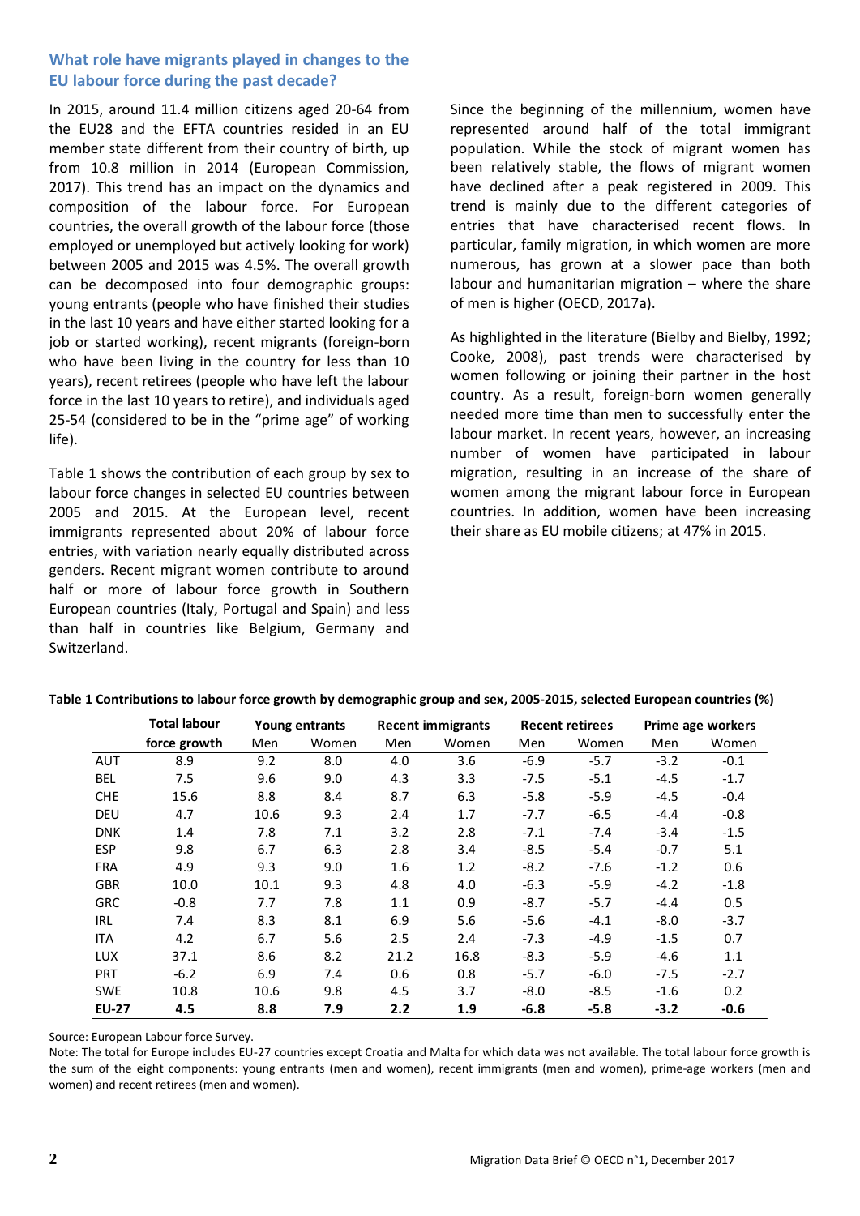## What role have migrants played in changes to the EU labour force during the past decade?

In 2015, around 11.4 million citizens aged 20-64 from the EU28 and the EFTA countries resided in an EU member state different from their country of birth, up from 10.8 million in 2014 (European Commission, 2017). This trend has an impact on the dynamics and composition of the labour force. For European countries, the overall growth of the labour force (those employed or unemployed but actively looking for work) between 2005 and 2015 was 4.5%. The overall growth can be decomposed into four demographic groups: young entrants (people who have finished their studies in the last 10 years and have either started looking for a job or started working), recent migrants (foreign-born who have been living in the country for less than 10 years), recent retirees (people who have left the labour force in the last 10 years to retire), and individuals aged 25-54 (considered to be in the "prime age" of working life).

Table 1 shows the contribution of each group by sex to labour force changes in selected EU countries between 2005 and 2015. At the European level, recent immigrants represented about 20% of labour force entries, with variation nearly equally distributed across genders. Recent migrant women contribute to around half or more of labour force growth in Southern European countries (Italy, Portugal and Spain) and less than half in countries like Belgium, Germany and Switzerland.

Since the beginning of the millennium, women have represented around half of the total immigrant population. While the stock of migrant women has been relatively stable, the flows of migrant women have declined after a peak registered in 2009. This trend is mainly due to the different categories of entries that have characterised recent flows. In particular, family migration, in which women are more numerous, has grown at a slower pace than both labour and humanitarian migration – where the share of men is higher (OECD, 2017a).

As highlighted in the literature (Bielby and Bielby, 1992; Cooke, 2008), past trends were characterised by women following or joining their partner in the host country. As a result, foreign-born women generally needed more time than men to successfully enter the labour market. In recent years, however, an increasing number of women have participated in labour migration, resulting in an increase of the share of women among the migrant labour force in European countries. In addition, women have been increasing their share as EU mobile citizens; at 47% in 2015.

**Table 1 Contributions to labour force growth by demographic group and sex, 2005-2015, selected European countries (%)**

| | Total labour force growth | Young entrants | | Recent immigrants | | Recent retirees | | Prime age workers | |
|---|---|---|---|---|---|---|---|---|---|
| | | Men | Women | Men | Women | Men | Women | Men | Women |
| AUT | 8.9 | 9.2 | 8.0 | 4.0 | 3.6 | -6.9 | -5.7 | -3.2 | -0.1 |
| BEL | 7.5 | 9.6 | 9.0 | 4.3 | 3.3 | -7.5 | -5.1 | -4.5 | -1.7 |
| CHE | 15.6 | 8.8 | 8.4 | 8.7 | 6.3 | -5.8 | -5.9 | -4.5 | -0.4 |
| DEU | 4.7 | 10.6 | 9.3 | 2.4 | 1.7 | -7.7 | -6.5 | -4.4 | -0.8 |
| DNK | 1.4 | 7.8 | 7.1 | 3.2 | 2.8 | -7.1 | -7.4 | -3.4 | -1.5 |
| ESP | 9.8 | 6.7 | 6.3 | 2.8 | 3.4 | -8.5 | -5.4 | -0.7 | 5.1 |
| FRA | 4.9 | 9.3 | 9.0 | 1.6 | 1.2 | -8.2 | -7.6 | -1.2 | 0.6 |
| GBR | 10.0 | 10.1 | 9.3 | 4.8 | 4.0 | -6.3 | -5.9 | -4.2 | -1.8 |
| GRC | -0.8 | 7.7 | 7.8 | 1.1 | 0.9 | -8.7 | -5.7 | -4.4 | 0.5 |
| IRL | 7.4 | 8.3 | 8.1 | 6.9 | 5.6 | -5.6 | -4.1 | -8.0 | -3.7 |
| ITA | 4.2 | 6.7 | 5.6 | 2.5 | 2.4 | -7.3 | -4.9 | -1.5 | 0.7 |
| LUX | 37.1 | 8.6 | 8.2 | 21.2 | 16.8 | -8.3 | -5.9 | -4.6 | 1.1 |
| PRT | -6.2 | 6.9 | 7.4 | 0.6 | 0.8 | -5.7 | -6.0 | -7.5 | -2.7 |
| SWE | 10.8 | 10.6 | 9.8 | 4.5 | 3.7 | -8.0 | -8.5 | -1.6 | 0.2 |
| **EU-27** | **4.5** | **8.8** | **7.9** | **2.2** | **1.9** | **-6.8** | **-5.8** | **-3.2** | **-0.6** |

Source: European Labour force Survey.

Note: The total for Europe includes EU-27 countries except Croatia and Malta for which data was not available. The total labour force growth is the sum of the eight components: young entrants (men and women), recent immigrants (men and women), prime-age workers (men and women) and recent retirees (men and women).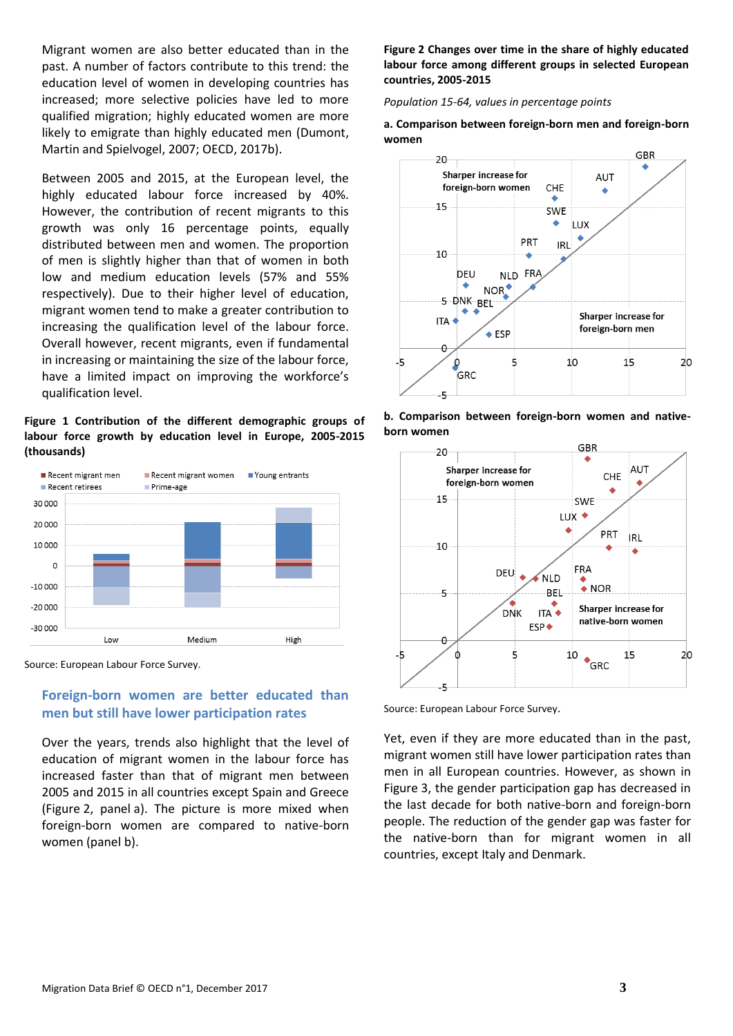Migrant women are also better educated than in the past. A number of factors contribute to this trend: the education level of women in developing countries has increased; more selective policies have led to more qualified migration; highly educated women are more likely to emigrate than highly educated men (Dumont, Martin and Spielvogel, 2007; OECD, 2017b).

Between 2005 and 2015, at the European level, the highly educated labour force increased by 40%. However, the contribution of recent migrants to this growth was only 16 percentage points, equally distributed between men and women. The proportion of men is slightly higher than that of women in both low and medium education levels (57% and 55% respectively). Due to their higher level of education, migrant women tend to make a greater contribution to increasing the qualification level of the labour force. Overall however, recent migrants, even if fundamental in increasing or maintaining the size of the labour force, have a limited impact on improving the workforce's qualification level.

**Figure 1 Contribution of the different demographic groups of labour force growth by education level in Europe, 2005-2015 (thousands)**

Source: European Labour Force Survey.

## Foreign-born women are better educated than men but still have lower participation rates

Over the years, trends also highlight that the level of education of migrant women in the labour force has increased faster than that of migrant men between 2005 and 2015 in all countries except Spain and Greece (Figure 2, panel a). The picture is more mixed when foreign-born women are compared to native-born women (panel b).

**Figure 2 Changes over time in the share of highly educated labour force among different groups in selected European countries, 2005-2015**

*Population 15-64, values in percentage points*

**a. Comparison between foreign-born men and foreign-born women**

**b. Comparison between foreign-born women and native-born women**

Source: European Labour Force Survey.

Yet, even if they are more educated than in the past, migrant women still have lower participation rates than men in all European countries. However, as shown in Figure 3, the gender participation gap has decreased in the last decade for both native-born and foreign-born people. The reduction of the gender gap was faster for the native-born than for migrant women in all countries, except Italy and Denmark.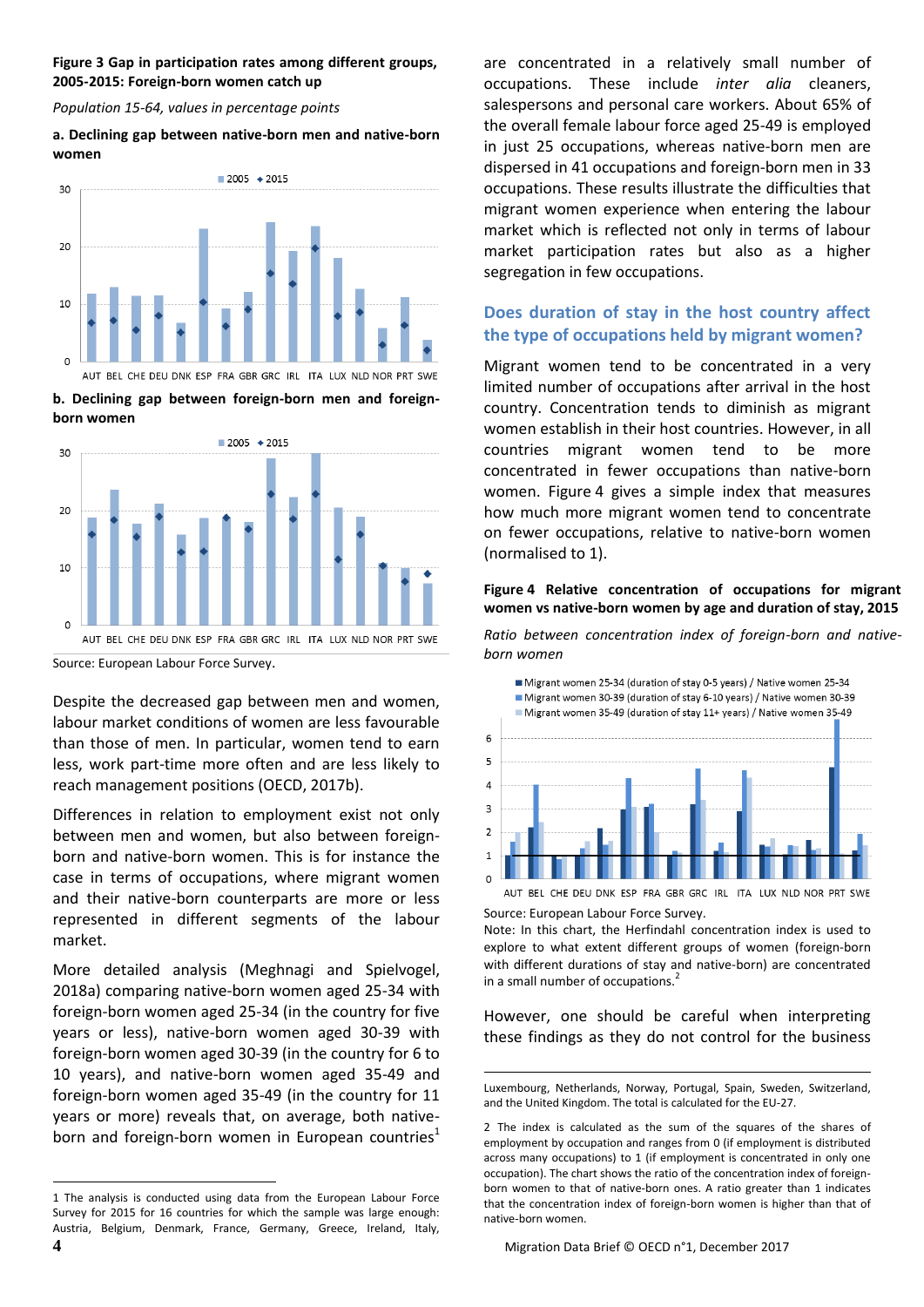**Figure 3 Gap in participation rates among different groups, 2005-2015: Foreign-born women catch up**

*Population 15-64, values in percentage points*

**a. Declining gap between native-born men and native-born women**

**b. Declining gap between foreign-born men and foreign-born women**

Source: European Labour Force Survey.

Despite the decreased gap between men and women, labour market conditions of women are less favourable than those of men. In particular, women tend to earn less, work part-time more often and are less likely to reach management positions (OECD, 2017b).

Differences in relation to employment exist not only between men and women, but also between foreign-born and native-born women. This is for instance the case in terms of occupations, where migrant women and their native-born counterparts are more or less represented in different segments of the labour market.

More detailed analysis (Meghnagi and Spielvogel, 2018a) comparing native-born women aged 25-34 with foreign-born women aged 25-34 (in the country for five years or less), native-born women aged 30-39 with foreign-born women aged 30-39 (in the country for 6 to 10 years), and native-born women aged 35-49 and foreign-born women aged 35-49 (in the country for 11 years or more) reveals that, on average, both native-born and foreign-born women in European countries[1] are concentrated in a relatively small number of occupations. These include *inter alia* cleaners, salespersons and personal care workers. About 65% of the overall female labour force aged 25-49 is employed in just 25 occupations, whereas native-born men are dispersed in 41 occupations and foreign-born men in 33 occupations. These results illustrate the difficulties that migrant women experience when entering the labour market which is reflected not only in terms of labour market participation rates but also as a higher segregation in few occupations.

## Does duration of stay in the host country affect the type of occupations held by migrant women?

Migrant women tend to be concentrated in a very limited number of occupations after arrival in the host country. Concentration tends to diminish as migrant women establish in their host countries. However, in all countries migrant women tend to be more concentrated in fewer occupations than native-born women. Figure 4 gives a simple index that measures how much more migrant women tend to concentrate on fewer occupations, relative to native-born women (normalised to 1).

**Figure 4 Relative concentration of occupations for migrant women vs native-born women by age and duration of stay, 2015**

*Ratio between concentration index of foreign-born and native-born women*

Source: European Labour Force Survey.

Note: In this chart, the Herfindahl concentration index is used to explore to what extent different groups of women (foreign-born with different durations of stay and native-born) are concentrated in a small number of occupations.[2]

However, one should be careful when interpreting these findings as they do not control for the business

---

1 The analysis is conducted using data from the European Labour Force Survey for 2015 for 16 countries for which the sample was large enough: Austria, Belgium, Denmark, France, Germany, Greece, Ireland, Italy, Luxembourg, Netherlands, Norway, Portugal, Spain, Sweden, Switzerland, and the United Kingdom. The total is calculated for the EU-27.

2 The index is calculated as the sum of the squares of the shares of employment by occupation and ranges from 0 (if employment is distributed across many occupations) to 1 (if employment is concentrated in only one occupation). The chart shows the ratio of the concentration index of foreign-born women to that of native-born ones. A ratio greater than 1 indicates that the concentration index of foreign-born women is higher than that of native-born women.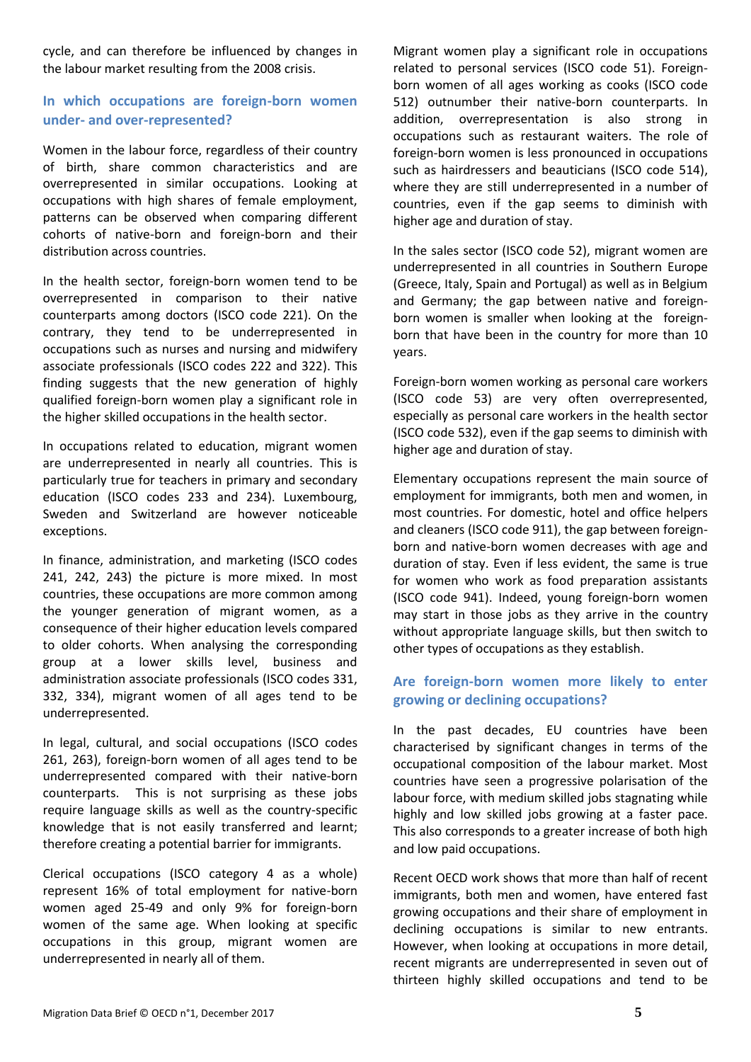cycle, and can therefore be influenced by changes in the labour market resulting from the 2008 crisis.

### In which occupations are foreign-born women under- and over-represented?

Women in the labour force, regardless of their country of birth, share common characteristics and are overrepresented in similar occupations. Looking at occupations with high shares of female employment, patterns can be observed when comparing different cohorts of native-born and foreign-born and their distribution across countries.

In the health sector, foreign-born women tend to be overrepresented in comparison to their native counterparts among doctors (ISCO code 221). On the contrary, they tend to be underrepresented in occupations such as nurses and nursing and midwifery associate professionals (ISCO codes 222 and 322). This finding suggests that the new generation of highly qualified foreign-born women play a significant role in the higher skilled occupations in the health sector.

In occupations related to education, migrant women are underrepresented in nearly all countries. This is particularly true for teachers in primary and secondary education (ISCO codes 233 and 234). Luxembourg, Sweden and Switzerland are however noticeable exceptions.

In finance, administration, and marketing (ISCO codes 241, 242, 243) the picture is more mixed. In most countries, these occupations are more common among the younger generation of migrant women, as a consequence of their higher education levels compared to older cohorts. When analysing the corresponding group at a lower skills level, business and administration associate professionals (ISCO codes 331, 332, 334), migrant women of all ages tend to be underrepresented.

In legal, cultural, and social occupations (ISCO codes 261, 263), foreign-born women of all ages tend to be underrepresented compared with their native-born counterparts. This is not surprising as these jobs require language skills as well as the country-specific knowledge that is not easily transferred and learnt; therefore creating a potential barrier for immigrants.

Clerical occupations (ISCO category 4 as a whole) represent 16% of total employment for native-born women aged 25-49 and only 9% for foreign-born women of the same age. When looking at specific occupations in this group, migrant women are underrepresented in nearly all of them.

Migrant women play a significant role in occupations related to personal services (ISCO code 51). Foreign-born women of all ages working as cooks (ISCO code 512) outnumber their native-born counterparts. In addition, overrepresentation is also strong in occupations such as restaurant waiters. The role of foreign-born women is less pronounced in occupations such as hairdressers and beauticians (ISCO code 514), where they are still underrepresented in a number of countries, even if the gap seems to diminish with higher age and duration of stay.

In the sales sector (ISCO code 52), migrant women are underrepresented in all countries in Southern Europe (Greece, Italy, Spain and Portugal) as well as in Belgium and Germany; the gap between native and foreign-born women is smaller when looking at the foreign-born that have been in the country for more than 10 years.

Foreign-born women working as personal care workers (ISCO code 53) are very often overrepresented, especially as personal care workers in the health sector (ISCO code 532), even if the gap seems to diminish with higher age and duration of stay.

Elementary occupations represent the main source of employment for immigrants, both men and women, in most countries. For domestic, hotel and office helpers and cleaners (ISCO code 911), the gap between foreign-born and native-born women decreases with age and duration of stay. Even if less evident, the same is true for women who work as food preparation assistants (ISCO code 941). Indeed, young foreign-born women may start in those jobs as they arrive in the country without appropriate language skills, but then switch to other types of occupations as they establish.

### Are foreign-born women more likely to enter growing or declining occupations?

In the past decades, EU countries have been characterised by significant changes in terms of the occupational composition of the labour market. Most countries have seen a progressive polarisation of the labour force, with medium skilled jobs stagnating while highly and low skilled jobs growing at a faster pace. This also corresponds to a greater increase of both high and low paid occupations.

Recent OECD work shows that more than half of recent immigrants, both men and women, have entered fast growing occupations and their share of employment in declining occupations is similar to new entrants. However, when looking at occupations in more detail, recent migrants are underrepresented in seven out of thirteen highly skilled occupations and tend to be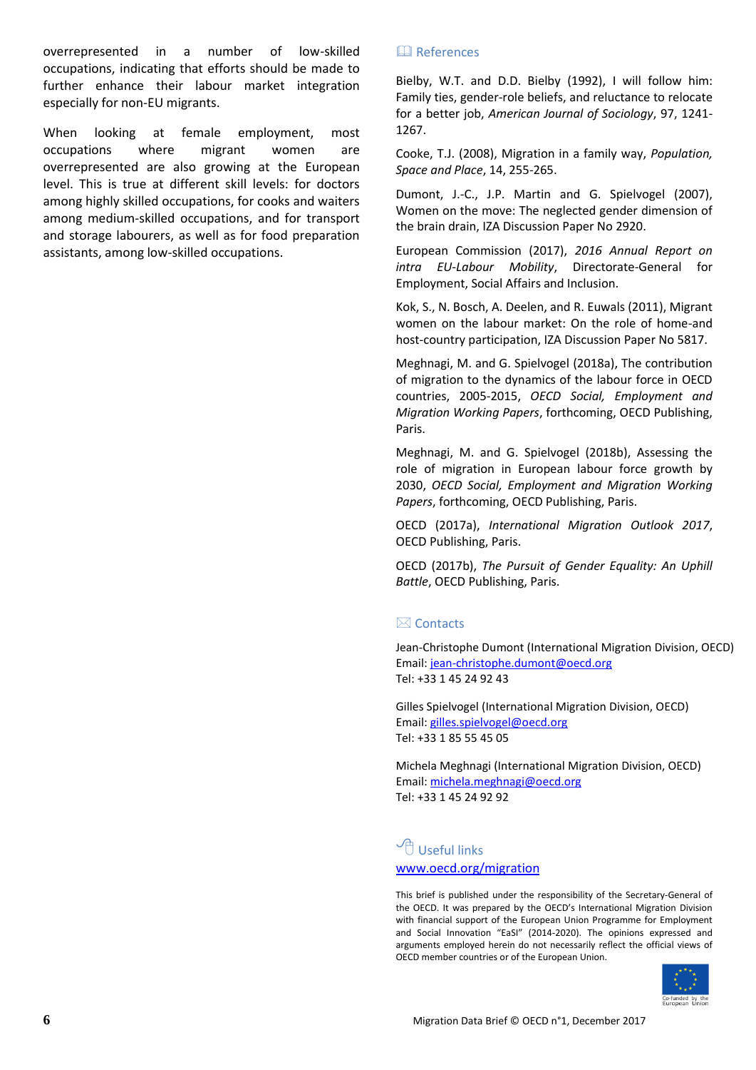overrepresented in a number of low-skilled occupations, indicating that efforts should be made to further enhance their labour market integration especially for non-EU migrants.

When looking at female employment, most occupations where migrant women are overrepresented are also growing at the European level. This is true at different skill levels: for doctors among highly skilled occupations, for cooks and waiters among medium-skilled occupations, and for transport and storage labourers, as well as for food preparation assistants, among low-skilled occupations.

## References

Bielby, W.T. and D.D. Bielby (1992), I will follow him: Family ties, gender-role beliefs, and reluctance to relocate for a better job, *American Journal of Sociology*, 97, 1241-1267.

Cooke, T.J. (2008), Migration in a family way, *Population, Space and Place*, 14, 255-265.

Dumont, J.-C., J.P. Martin and G. Spielvogel (2007), Women on the move: The neglected gender dimension of the brain drain, IZA Discussion Paper No 2920.

European Commission (2017), *2016 Annual Report on intra EU-Labour Mobility*, Directorate-General for Employment, Social Affairs and Inclusion.

Kok, S., N. Bosch, A. Deelen, and R. Euwals (2011), Migrant women on the labour market: On the role of home-and host-country participation, IZA Discussion Paper No 5817.

Meghnagi, M. and G. Spielvogel (2018a), The contribution of migration to the dynamics of the labour force in OECD countries, 2005-2015, *OECD Social, Employment and Migration Working Papers*, forthcoming, OECD Publishing, Paris.

Meghnagi, M. and G. Spielvogel (2018b), Assessing the role of migration in European labour force growth by 2030, *OECD Social, Employment and Migration Working Papers*, forthcoming, OECD Publishing, Paris.

OECD (2017a), *International Migration Outlook 2017*, OECD Publishing, Paris.

OECD (2017b), *The Pursuit of Gender Equality: An Uphill Battle*, OECD Publishing, Paris.

## Contacts

Jean-Christophe Dumont (International Migration Division, OECD)
Email: jean-christophe.dumont@oecd.org
Tel: +33 1 45 24 92 43

Gilles Spielvogel (International Migration Division, OECD)
Email: gilles.spielvogel@oecd.org
Tel: +33 1 85 55 45 05

Michela Meghnagi (International Migration Division, OECD)
Email: michela.meghnagi@oecd.org
Tel: +33 1 45 24 92 92

## Useful links

www.oecd.org/migration

This brief is published under the responsibility of the Secretary-General of the OECD. It was prepared by the OECD's International Migration Division with financial support of the European Union Programme for Employment and Social Innovation "EaSI" (2014-2020). The opinions expressed and arguments employed herein do not necessarily reflect the official views of OECD member countries or of the European Union.

Co-funded by the European Union